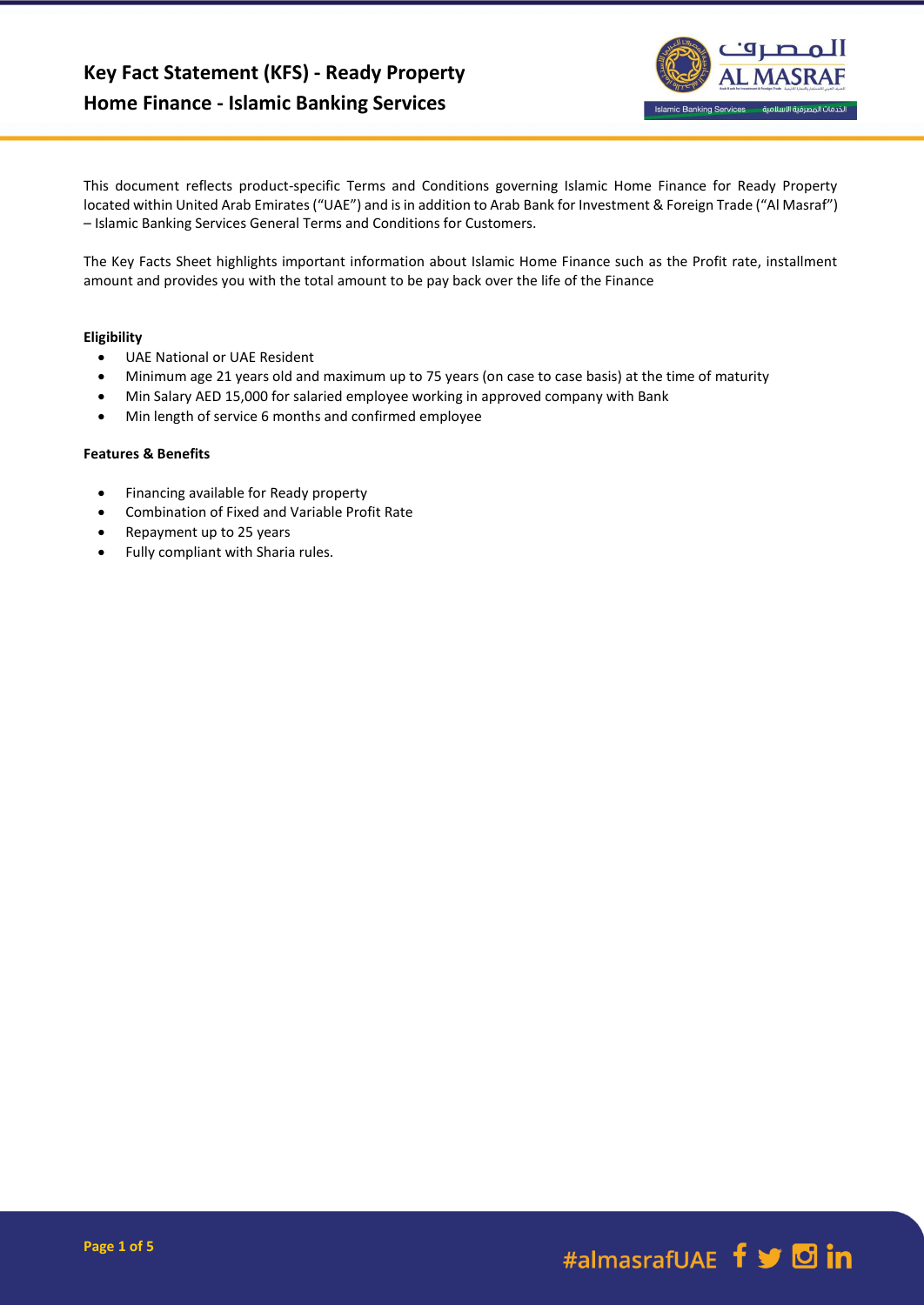# Key Fact Statement (KFS) - Ready Property
# Home Finance - Islamic Banking Services

This document reflects product-specific Terms and Conditions governing Islamic Home Finance for Ready Property located within United Arab Emirates ("UAE") and is in addition to Arab Bank for Investment & Foreign Trade ("Al Masraf") – Islamic Banking Services General Terms and Conditions for Customers.

The Key Facts Sheet highlights important information about Islamic Home Finance such as the Profit rate, installment amount and provides you with the total amount to be pay back over the life of the Finance

**Eligibility**

- UAE National or UAE Resident
- Minimum age 21 years old and maximum up to 75 years (on case to case basis) at the time of maturity
- Min Salary AED 15,000 for salaried employee working in approved company with Bank
- Min length of service 6 months and confirmed employee

**Features & Benefits**

- Financing available for Ready property
- Combination of Fixed and Variable Profit Rate
- Repayment up to 25 years
- Fully compliant with Sharia rules.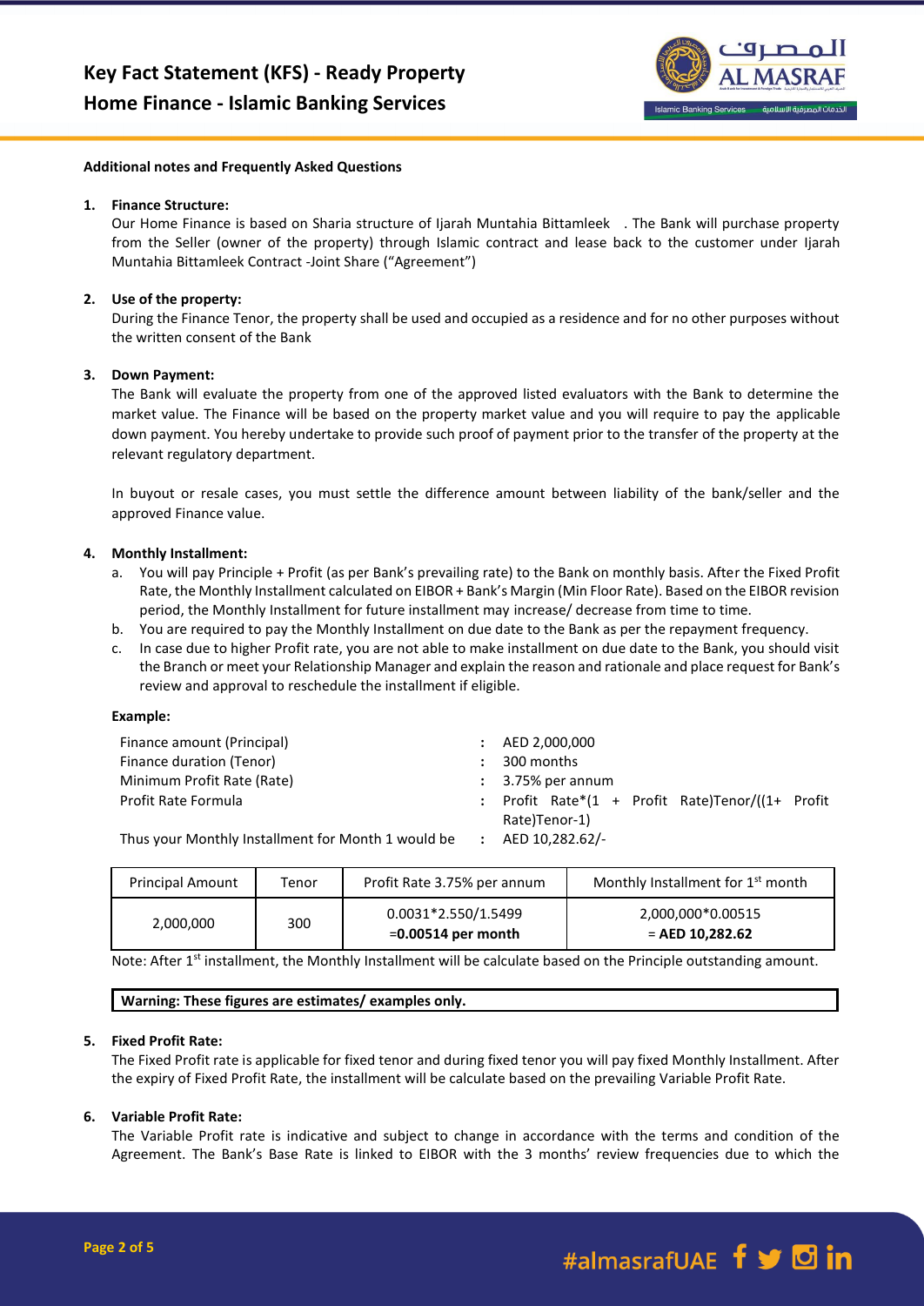# Key Fact Statement (KFS) - Ready Property Home Finance - Islamic Banking Services

**Additional notes and Frequently Asked Questions**

1. **Finance Structure:**
   Our Home Finance is based on Sharia structure of Ijarah Muntahia Bittamleek . The Bank will purchase property from the Seller (owner of the property) through Islamic contract and lease back to the customer under Ijarah Muntahia Bittamleek Contract -Joint Share ("Agreement")

2. **Use of the property:**
   During the Finance Tenor, the property shall be used and occupied as a residence and for no other purposes without the written consent of the Bank

3. **Down Payment:**
   The Bank will evaluate the property from one of the approved listed evaluators with the Bank to determine the market value. The Finance will be based on the property market value and you will require to pay the applicable down payment. You hereby undertake to provide such proof of payment prior to the transfer of the property at the relevant regulatory department.

   In buyout or resale cases, you must settle the difference amount between liability of the bank/seller and the approved Finance value.

4. **Monthly Installment:**
   a. You will pay Principle + Profit (as per Bank's prevailing rate) to the Bank on monthly basis. After the Fixed Profit Rate, the Monthly Installment calculated on EIBOR + Bank's Margin (Min Floor Rate). Based on the EIBOR revision period, the Monthly Installment for future installment may increase/ decrease from time to time.
   b. You are required to pay the Monthly Installment on due date to the Bank as per the repayment frequency.
   c. In case due to higher Profit rate, you are not able to make installment on due date to the Bank, you should visit the Branch or meet your Relationship Manager and explain the reason and rationale and place request for Bank's review and approval to reschedule the installment if eligible.

   **Example:**

   | | | |
   |---|---|---|
   | Finance amount (Principal) | : | AED 2,000,000 |
   | Finance duration (Tenor) | : | 300 months |
   | Minimum Profit Rate (Rate) | : | 3.75% per annum |
   | Profit Rate Formula | : | Profit Rate*(1 + Profit Rate)Tenor/((1+ Profit Rate)Tenor-1) |
   | Thus your Monthly Installment for Month 1 would be | : | AED 10,282.62/- |

   | Principal Amount | Tenor | Profit Rate 3.75% per annum | Monthly Installment for 1st month |
   |---|---|---|---|
   | 2,000,000 | 300 | 0.0031*2.550/1.5499 =**0.00514 per month** | 2,000,000*0.00515 = **AED 10,282.62** |

   Note: After 1st installment, the Monthly Installment will be calculate based on the Principle outstanding amount.

   **Warning: These figures are estimates/ examples only.**

5. **Fixed Profit Rate:**
   The Fixed Profit rate is applicable for fixed tenor and during fixed tenor you will pay fixed Monthly Installment. After the expiry of Fixed Profit Rate, the installment will be calculate based on the prevailing Variable Profit Rate.

6. **Variable Profit Rate:**
   The Variable Profit rate is indicative and subject to change in accordance with the terms and condition of the Agreement. The Bank's Base Rate is linked to EIBOR with the 3 months' review frequencies due to which the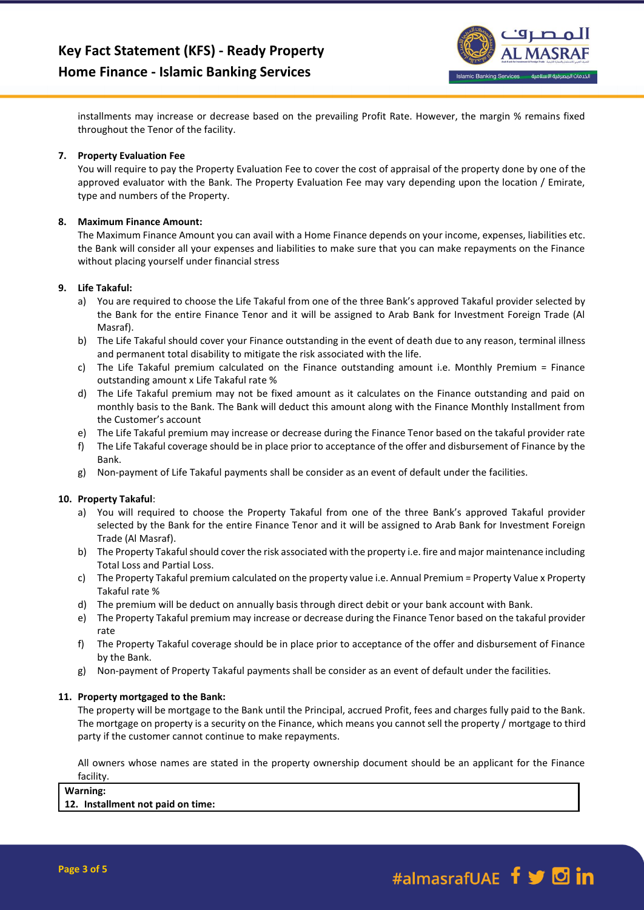installments may increase or decrease based on the prevailing Profit Rate. However, the margin % remains fixed throughout the Tenor of the facility.

**7. Property Evaluation Fee**

You will require to pay the Property Evaluation Fee to cover the cost of appraisal of the property done by one of the approved evaluator with the Bank. The Property Evaluation Fee may vary depending upon the location / Emirate, type and numbers of the Property.

**8. Maximum Finance Amount:**

The Maximum Finance Amount you can avail with a Home Finance depends on your income, expenses, liabilities etc. the Bank will consider all your expenses and liabilities to make sure that you can make repayments on the Finance without placing yourself under financial stress

**9. Life Takaful:**

a) You are required to choose the Life Takaful from one of the three Bank's approved Takaful provider selected by the Bank for the entire Finance Tenor and it will be assigned to Arab Bank for Investment Foreign Trade (Al Masraf).
b) The Life Takaful should cover your Finance outstanding in the event of death due to any reason, terminal illness and permanent total disability to mitigate the risk associated with the life.
c) The Life Takaful premium calculated on the Finance outstanding amount i.e. Monthly Premium = Finance outstanding amount x Life Takaful rate %
d) The Life Takaful premium may not be fixed amount as it calculates on the Finance outstanding and paid on monthly basis to the Bank. The Bank will deduct this amount along with the Finance Monthly Installment from the Customer's account
e) The Life Takaful premium may increase or decrease during the Finance Tenor based on the takaful provider rate
f) The Life Takaful coverage should be in place prior to acceptance of the offer and disbursement of Finance by the Bank.
g) Non-payment of Life Takaful payments shall be consider as an event of default under the facilities.

**10. Property Takaful**:

a) You will required to choose the Property Takaful from one of the three Bank's approved Takaful provider selected by the Bank for the entire Finance Tenor and it will be assigned to Arab Bank for Investment Foreign Trade (Al Masraf).
b) The Property Takaful should cover the risk associated with the property i.e. fire and major maintenance including Total Loss and Partial Loss.
c) The Property Takaful premium calculated on the property value i.e. Annual Premium = Property Value x Property Takaful rate %
d) The premium will be deduct on annually basis through direct debit or your bank account with Bank.
e) The Property Takaful premium may increase or decrease during the Finance Tenor based on the takaful provider rate
f) The Property Takaful coverage should be in place prior to acceptance of the offer and disbursement of Finance by the Bank.
g) Non-payment of Property Takaful payments shall be consider as an event of default under the facilities.

**11. Property mortgaged to the Bank:**

The property will be mortgage to the Bank until the Principal, accrued Profit, fees and charges fully paid to the Bank. The mortgage on property is a security on the Finance, which means you cannot sell the property / mortgage to third party if the customer cannot continue to make repayments.

All owners whose names are stated in the property ownership document should be an applicant for the Finance facility.

**Warning:**
**12. Installment not paid on time:**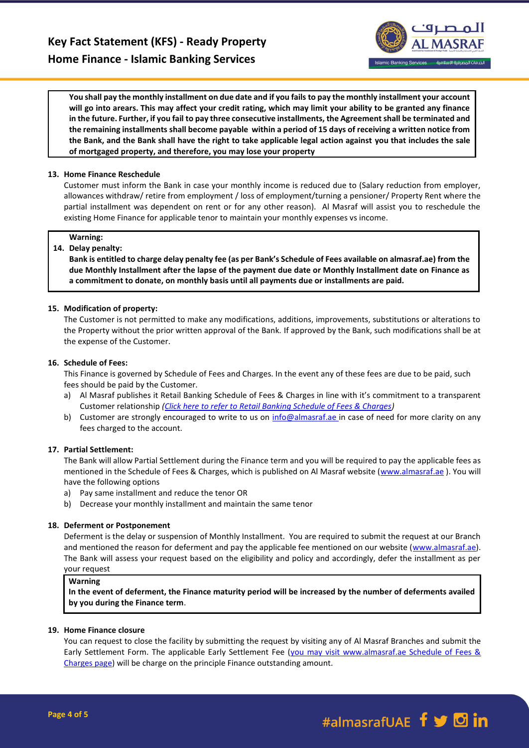**You shall pay the monthly installment on due date and if you fails to pay the monthly installment your account will go into arears. This may affect your credit rating, which may limit your ability to be granted any finance in the future. Further, if you fail to pay three consecutive installments, the Agreement shall be terminated and the remaining installments shall become payable within a period of 15 days of receiving a written notice from the Bank, and the Bank shall have the right to take applicable legal action against you that includes the sale of mortgaged property, and therefore, you may lose your property**

**13. Home Finance Reschedule**

Customer must inform the Bank in case your monthly income is reduced due to (Salary reduction from employer, allowances withdraw/ retire from employment / loss of employment/turning a pensioner/ Property Rent where the partial installment was dependent on rent or for any other reason). Al Masraf will assist you to reschedule the existing Home Finance for applicable tenor to maintain your monthly expenses vs income.

**Warning:**

**14. Delay penalty:**

**Bank is entitled to charge delay penalty fee (as per Bank's Schedule of Fees available on almasraf.ae) from the due Monthly Installment after the lapse of the payment due date or Monthly Installment date on Finance as a commitment to donate, on monthly basis until all payments due or installments are paid.**

**15. Modification of property:**

The Customer is not permitted to make any modifications, additions, improvements, substitutions or alterations to the Property without the prior written approval of the Bank. If approved by the Bank, such modifications shall be at the expense of the Customer.

**16. Schedule of Fees:**

This Finance is governed by Schedule of Fees and Charges. In the event any of these fees are due to be paid, such fees should be paid by the Customer.

a) Al Masraf publishes it Retail Banking Schedule of Fees & Charges in line with it's commitment to a transparent Customer relationship *(Click here to refer to Retail Banking Schedule of Fees & Charges)*
b) Customer are strongly encouraged to write to us on info@almasraf.ae in case of need for more clarity on any fees charged to the account.

**17. Partial Settlement:**

The Bank will allow Partial Settlement during the Finance term and you will be required to pay the applicable fees as mentioned in the Schedule of Fees & Charges, which is published on Al Masraf website (www.almasraf.ae ). You will have the following options

a) Pay same installment and reduce the tenor OR
b) Decrease your monthly installment and maintain the same tenor

**18. Deferment or Postponement**

Deferment is the delay or suspension of Monthly Installment. You are required to submit the request at our Branch and mentioned the reason for deferment and pay the applicable fee mentioned on our website (www.almasraf.ae). The Bank will assess your request based on the eligibility and policy and accordingly, defer the installment as per your request

**Warning**

**In the event of deferment, the Finance maturity period will be increased by the number of deferments availed by you during the Finance term**.

**19. Home Finance closure**

You can request to close the facility by submitting the request by visiting any of Al Masraf Branches and submit the Early Settlement Form. The applicable Early Settlement Fee (you may visit www.almasraf.ae Schedule of Fees & Charges page) will be charge on the principle Finance outstanding amount.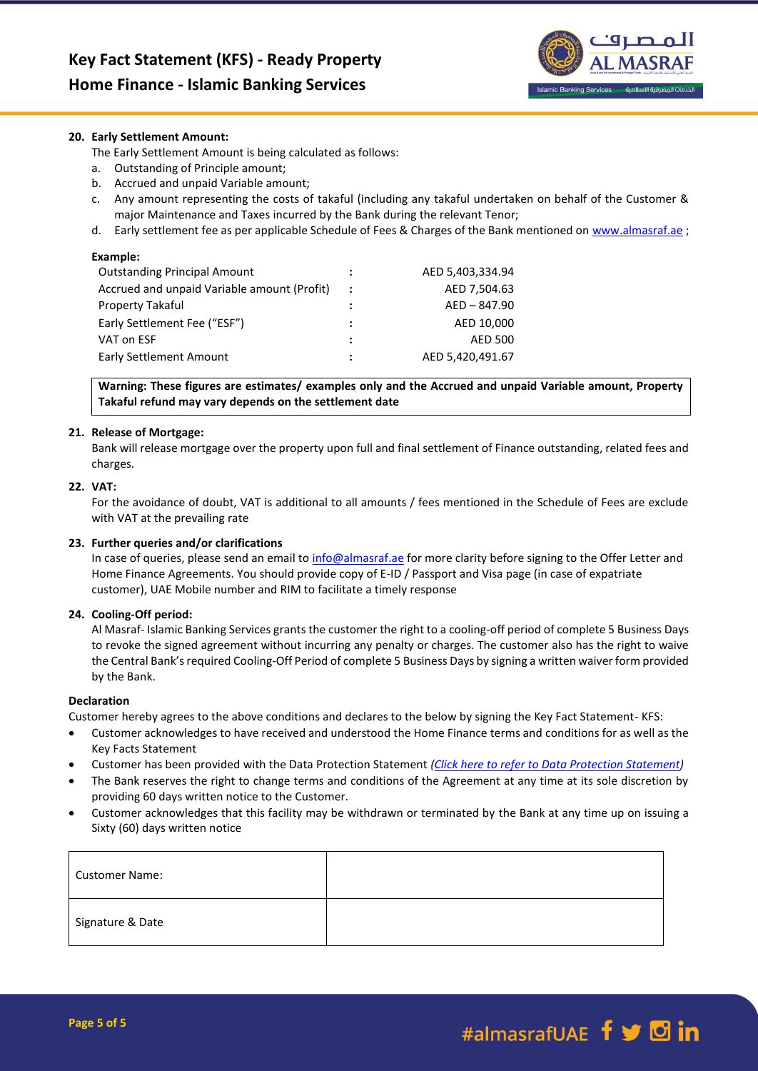**20. Early Settlement Amount:**

The Early Settlement Amount is being calculated as follows:

a. Outstanding of Principle amount;
b. Accrued and unpaid Variable amount;
c. Any amount representing the costs of takaful (including any takaful undertaken on behalf of the Customer & major Maintenance and Taxes incurred by the Bank during the relevant Tenor;
d. Early settlement fee as per applicable Schedule of Fees & Charges of the Bank mentioned on www.almasraf.ae ;

**Example:**

| | | |
|---|---|---|
| Outstanding Principal Amount | : | AED 5,403,334.94 |
| Accrued and unpaid Variable amount (Profit) | : | AED 7,504.63 |
| Property Takaful | : | AED – 847.90 |
| Early Settlement Fee ("ESF") | : | AED 10,000 |
| VAT on ESF | : | AED 500 |
| Early Settlement Amount | : | AED 5,420,491.67 |

**Warning: These figures are estimates/ examples only and the Accrued and unpaid Variable amount, Property Takaful refund may vary depends on the settlement date**

**21. Release of Mortgage:**

Bank will release mortgage over the property upon full and final settlement of Finance outstanding, related fees and charges.

**22. VAT:**

For the avoidance of doubt, VAT is additional to all amounts / fees mentioned in the Schedule of Fees are exclude with VAT at the prevailing rate

**23. Further queries and/or clarifications**

In case of queries, please send an email to info@almasraf.ae for more clarity before signing to the Offer Letter and Home Finance Agreements. You should provide copy of E-ID / Passport and Visa page (in case of expatriate customer), UAE Mobile number and RIM to facilitate a timely response

**24. Cooling-Off period:**

Al Masraf- Islamic Banking Services grants the customer the right to a cooling-off period of complete 5 Business Days to revoke the signed agreement without incurring any penalty or charges. The customer also has the right to waive the Central Bank's required Cooling-Off Period of complete 5 Business Days by signing a written waiver form provided by the Bank.

**Declaration**

Customer hereby agrees to the above conditions and declares to the below by signing the Key Fact Statement- KFS:

- Customer acknowledges to have received and understood the Home Finance terms and conditions for as well as the Key Facts Statement
- Customer has been provided with the Data Protection Statement *(Click here to refer to Data Protection Statement)*
- The Bank reserves the right to change terms and conditions of the Agreement at any time at its sole discretion by providing 60 days written notice to the Customer.
- Customer acknowledges that this facility may be withdrawn or terminated by the Bank at any time up on issuing a Sixty (60) days written notice

| | |
|---|---|
| Customer Name: | |
| Signature & Date | |